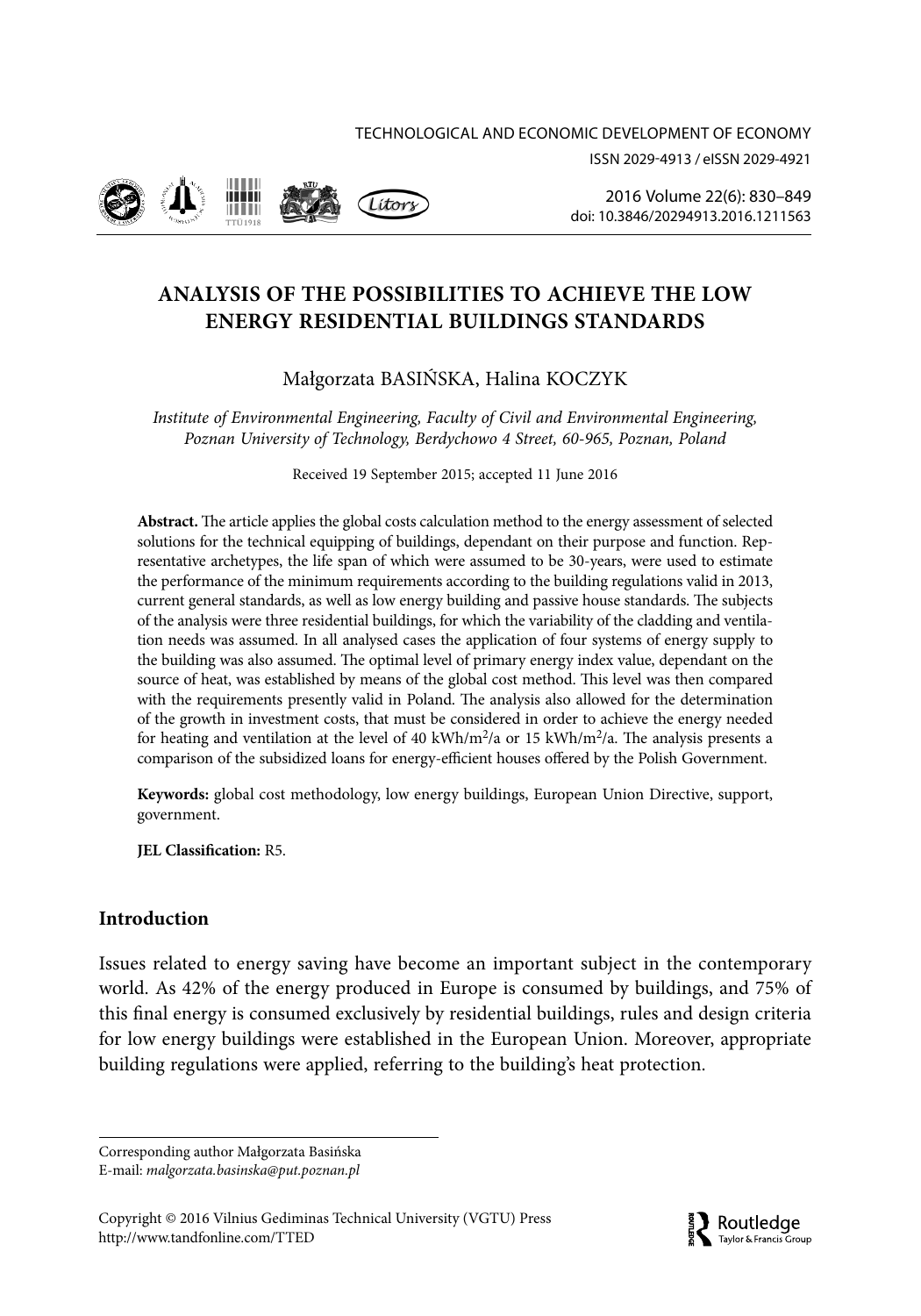# ANALYSIS OF THE POSSIBILITIES TO ACHIEVE THE LOW ENERGY RESIDENTIAL BUILDINGS STANDARDS

Małgorzata BASIŃSKA, Halina KOCZYK

*Institute of Environmental Engineering, Faculty of Civil and Environmental Engineering, Poznan University of Technology, Berdychowo 4 Street, 60-965, Poznan, Poland*

Received 19 September 2015; accepted 11 June 2016

**Abstract.** The article applies the global costs calculation method to the energy assessment of selected solutions for the technical equipping of buildings, dependant on their purpose and function. Representative archetypes, the life span of which were assumed to be 30-years, were used to estimate the performance of the minimum requirements according to the building regulations valid in 2013, current general standards, as well as low energy building and passive house standards. The subjects of the analysis were three residential buildings, for which the variability of the cladding and ventilation needs was assumed. In all analysed cases the application of four systems of energy supply to the building was also assumed. The optimal level of primary energy index value, dependant on the source of heat, was established by means of the global cost method. This level was then compared with the requirements presently valid in Poland. The analysis also allowed for the determination of the growth in investment costs, that must be considered in order to achieve the energy needed for heating and ventilation at the level of 40 kWh/m$^2$/a or 15 kWh/m$^2$/a. The analysis presents a comparison of the subsidized loans for energy-efficient houses offered by the Polish Government.

**Keywords:** global cost methodology, low energy buildings, European Union Directive, support, government.

**JEL Classification:** R5.

## Introduction

Issues related to energy saving have become an important subject in the contemporary world. As 42% of the energy produced in Europe is consumed by buildings, and 75% of this final energy is consumed exclusively by residential buildings, rules and design criteria for low energy buildings were established in the European Union. Moreover, appropriate building regulations were applied, referring to the building's heat protection.

---

Corresponding author Małgorzata Basińska
E-mail: *malgorzata.basinska@put.poznan.pl*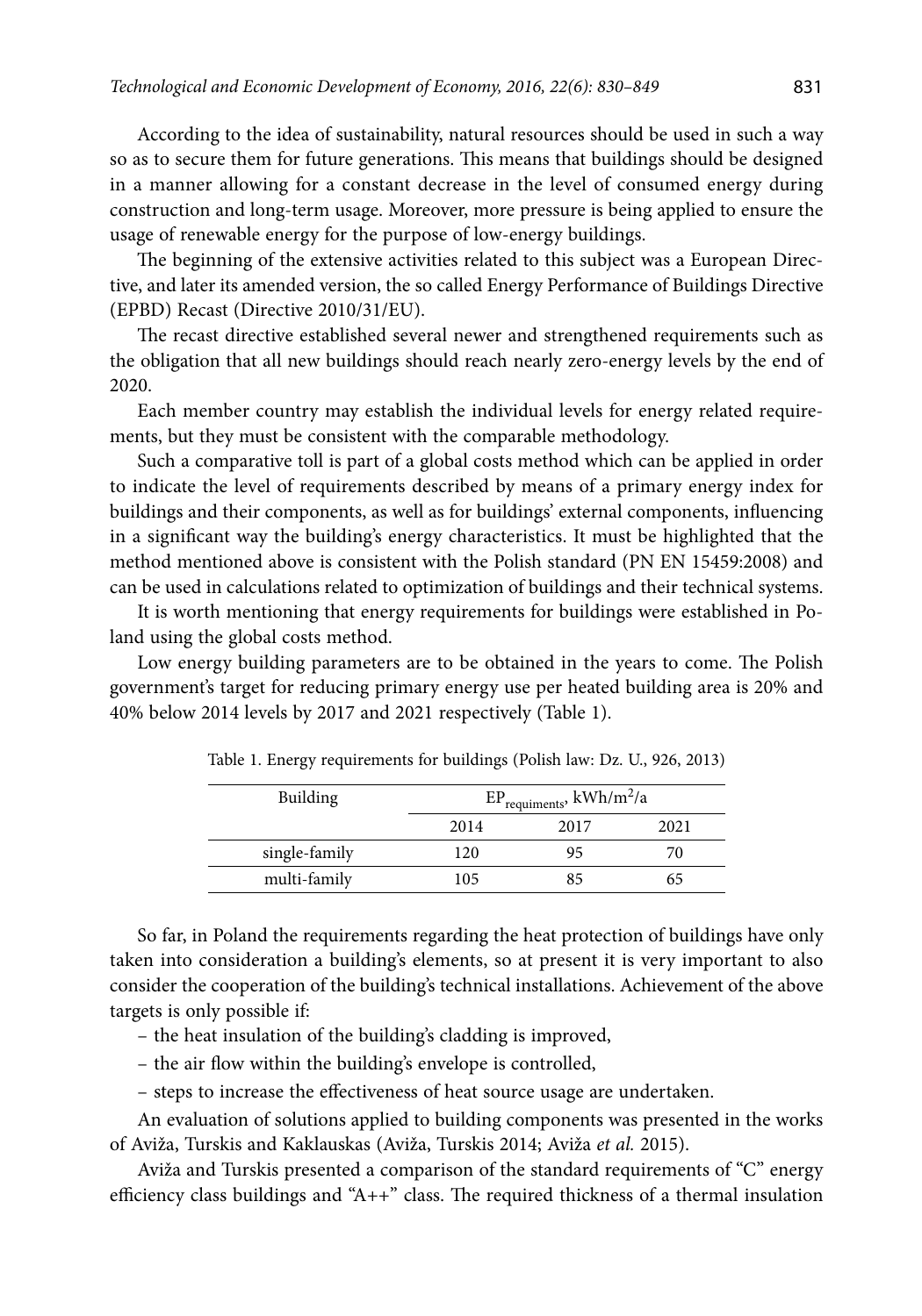According to the idea of sustainability, natural resources should be used in such a way so as to secure them for future generations. This means that buildings should be designed in a manner allowing for a constant decrease in the level of consumed energy during construction and long-term usage. Moreover, more pressure is being applied to ensure the usage of renewable energy for the purpose of low-energy buildings.

The beginning of the extensive activities related to this subject was a European Directive, and later its amended version, the so called Energy Performance of Buildings Directive (EPBD) Recast (Directive 2010/31/EU).

The recast directive established several newer and strengthened requirements such as the obligation that all new buildings should reach nearly zero-energy levels by the end of 2020.

Each member country may establish the individual levels for energy related requirements, but they must be consistent with the comparable methodology.

Such a comparative toll is part of a global costs method which can be applied in order to indicate the level of requirements described by means of a primary energy index for buildings and their components, as well as for buildings' external components, influencing in a significant way the building's energy characteristics. It must be highlighted that the method mentioned above is consistent with the Polish standard (PN EN 15459:2008) and can be used in calculations related to optimization of buildings and their technical systems.

It is worth mentioning that energy requirements for buildings were established in Poland using the global costs method.

Low energy building parameters are to be obtained in the years to come. The Polish government's target for reducing primary energy use per heated building area is 20% and 40% below 2014 levels by 2017 and 2021 respectively (Table 1).

Table 1. Energy requirements for buildings (Polish law: Dz. U., 926, 2013)

| Building | $EP_{requiments}$, kWh/m$^2$/a | | |
|---|---|---|---|
| | 2014 | 2017 | 2021 |
| single-family | 120 | 95 | 70 |
| multi-family | 105 | 85 | 65 |

So far, in Poland the requirements regarding the heat protection of buildings have only taken into consideration a building's elements, so at present it is very important to also consider the cooperation of the building's technical installations. Achievement of the above targets is only possible if:

– the heat insulation of the building's cladding is improved,

– the air flow within the building's envelope is controlled,

– steps to increase the effectiveness of heat source usage are undertaken.

An evaluation of solutions applied to building components was presented in the works of Aviža, Turskis and Kaklauskas (Aviža, Turskis 2014; Aviža *et al.* 2015).

Aviža and Turskis presented a comparison of the standard requirements of "C" energy efficiency class buildings and "A++" class. The required thickness of a thermal insulation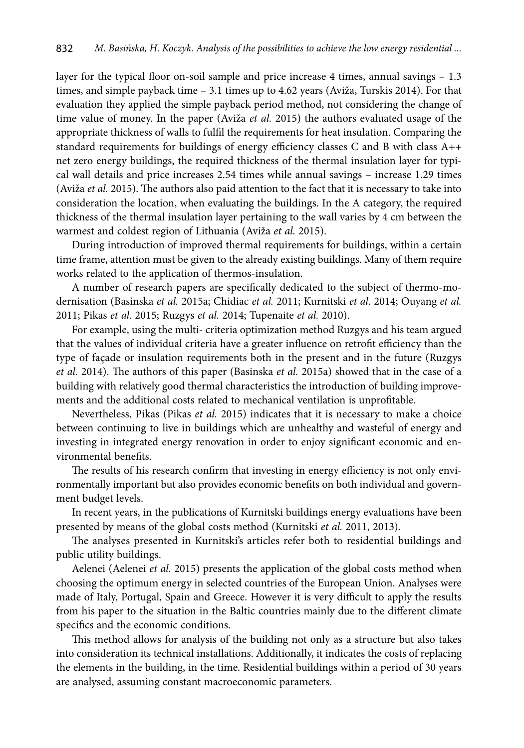layer for the typical floor on-soil sample and price increase 4 times, annual savings – 1.3 times, and simple payback time – 3.1 times up to 4.62 years (Aviža, Turskis 2014). For that evaluation they applied the simple payback period method, not considering the change of time value of money. In the paper (Aviža *et al.* 2015) the authors evaluated usage of the appropriate thickness of walls to fulfil the requirements for heat insulation. Comparing the standard requirements for buildings of energy efficiency classes C and B with class A++ net zero energy buildings, the required thickness of the thermal insulation layer for typical wall details and price increases 2.54 times while annual savings – increase 1.29 times (Aviža *et al.* 2015). The authors also paid attention to the fact that it is necessary to take into consideration the location, when evaluating the buildings. In the A category, the required thickness of the thermal insulation layer pertaining to the wall varies by 4 cm between the warmest and coldest region of Lithuania (Aviža *et al.* 2015).

During introduction of improved thermal requirements for buildings, within a certain time frame, attention must be given to the already existing buildings. Many of them require works related to the application of thermos-insulation.

A number of research papers are specifically dedicated to the subject of thermo-modernisation (Basinska *et al.* 2015a; Chidiac *et al.* 2011; Kurnitski *et al.* 2014; Ouyang *et al.* 2011; Pikas *et al.* 2015; Ruzgys *et al.* 2014; Tupenaite *et al.* 2010).

For example, using the multi- criteria optimization method Ruzgys and his team argued that the values of individual criteria have a greater influence on retrofit efficiency than the type of façade or insulation requirements both in the present and in the future (Ruzgys *et al.* 2014). The authors of this paper (Basinska *et al.* 2015a) showed that in the case of a building with relatively good thermal characteristics the introduction of building improvements and the additional costs related to mechanical ventilation is unprofitable.

Nevertheless, Pikas (Pikas *et al.* 2015) indicates that it is necessary to make a choice between continuing to live in buildings which are unhealthy and wasteful of energy and investing in integrated energy renovation in order to enjoy significant economic and environmental benefits.

The results of his research confirm that investing in energy efficiency is not only environmentally important but also provides economic benefits on both individual and government budget levels.

In recent years, in the publications of Kurnitski buildings energy evaluations have been presented by means of the global costs method (Kurnitski *et al.* 2011, 2013).

The analyses presented in Kurnitski's articles refer both to residential buildings and public utility buildings.

Aelenei (Aelenei *et al.* 2015) presents the application of the global costs method when choosing the optimum energy in selected countries of the European Union. Analyses were made of Italy, Portugal, Spain and Greece. However it is very difficult to apply the results from his paper to the situation in the Baltic countries mainly due to the different climate specifics and the economic conditions.

This method allows for analysis of the building not only as a structure but also takes into consideration its technical installations. Additionally, it indicates the costs of replacing the elements in the building, in the time. Residential buildings within a period of 30 years are analysed, assuming constant macroeconomic parameters.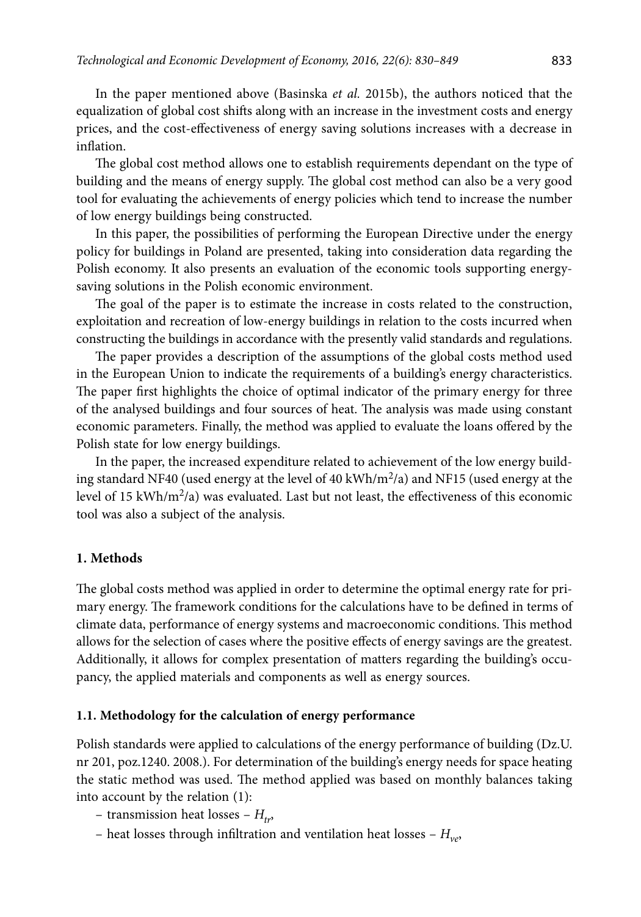In the paper mentioned above (Basinska *et al.* 2015b), the authors noticed that the equalization of global cost shifts along with an increase in the investment costs and energy prices, and the cost-effectiveness of energy saving solutions increases with a decrease in inflation.

The global cost method allows one to establish requirements dependant on the type of building and the means of energy supply. The global cost method can also be a very good tool for evaluating the achievements of energy policies which tend to increase the number of low energy buildings being constructed.

In this paper, the possibilities of performing the European Directive under the energy policy for buildings in Poland are presented, taking into consideration data regarding the Polish economy. It also presents an evaluation of the economic tools supporting energy-saving solutions in the Polish economic environment.

The goal of the paper is to estimate the increase in costs related to the construction, exploitation and recreation of low-energy buildings in relation to the costs incurred when constructing the buildings in accordance with the presently valid standards and regulations.

The paper provides a description of the assumptions of the global costs method used in the European Union to indicate the requirements of a building's energy characteristics. The paper first highlights the choice of optimal indicator of the primary energy for three of the analysed buildings and four sources of heat. The analysis was made using constant economic parameters. Finally, the method was applied to evaluate the loans offered by the Polish state for low energy buildings.

In the paper, the increased expenditure related to achievement of the low energy building standard NF40 (used energy at the level of 40 kWh/m$^2$/a) and NF15 (used energy at the level of 15 kWh/m$^2$/a) was evaluated. Last but not least, the effectiveness of this economic tool was also a subject of the analysis.

## 1. Methods

The global costs method was applied in order to determine the optimal energy rate for primary energy. The framework conditions for the calculations have to be defined in terms of climate data, performance of energy systems and macroeconomic conditions. This method allows for the selection of cases where the positive effects of energy savings are the greatest. Additionally, it allows for complex presentation of matters regarding the building's occupancy, the applied materials and components as well as energy sources.

### 1.1. Methodology for the calculation of energy performance

Polish standards were applied to calculations of the energy performance of building (Dz.U. nr 201, poz.1240. 2008.). For determination of the building's energy needs for space heating the static method was used. The method applied was based on monthly balances taking into account by the relation (1):

– transmission heat losses – $H_{tr}$,

– heat losses through infiltration and ventilation heat losses – $H_{ve}$,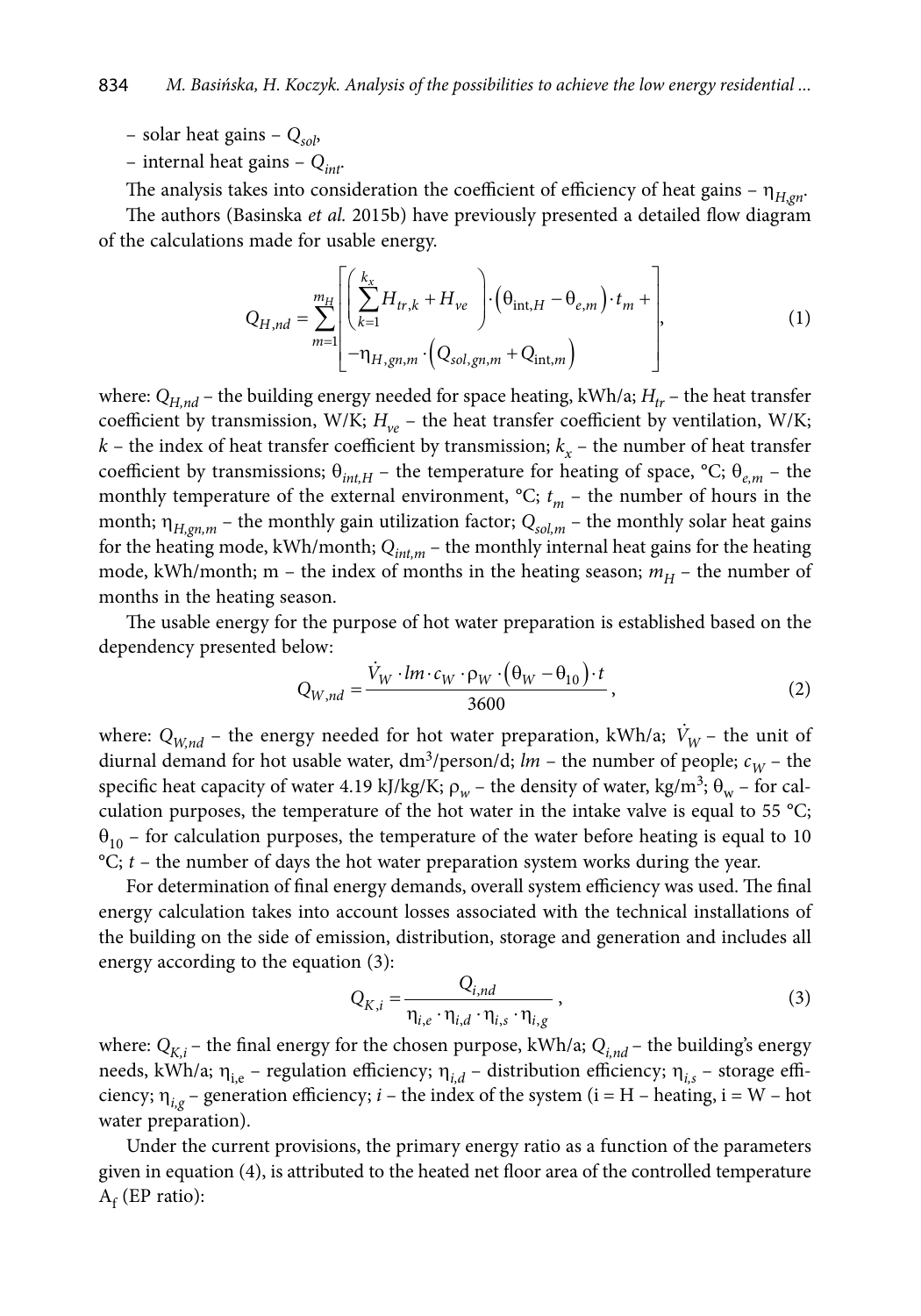– solar heat gains – $Q_{sol}$,

– internal heat gains – $Q_{int}$.

The analysis takes into consideration the coefficient of efficiency of heat gains – $\eta_{H,gn}$.

The authors (Basinska *et al.* 2015b) have previously presented a detailed flow diagram of the calculations made for usable energy.

$$Q_{H,nd} = \sum_{m=1}^{m_H} \left[ \begin{array}{l} \left( \sum_{k=1}^{k_x} H_{tr,k} + H_{ve} \right) \cdot \left( \theta_{\text{int},H} - \theta_{e,m} \right) \cdot t_m + \\ -\eta_{H,gn,m} \cdot \left( Q_{sol,gn,m} + Q_{\text{int},m} \right) \end{array} \right], \tag{1}$$

where: $Q_{H,nd}$ – the building energy needed for space heating, kWh/a; $H_{tr}$ – the heat transfer coefficient by transmission, W/K; $H_{ve}$ – the heat transfer coefficient by ventilation, W/K; $k$ – the index of heat transfer coefficient by transmission; $k_x$ – the number of heat transfer coefficient by transmissions; $\theta_{int,H}$ – the temperature for heating of space, °C; $\theta_{e,m}$ – the monthly temperature of the external environment, °C; $t_m$ – the number of hours in the month; $\eta_{H,gn,m}$ – the monthly gain utilization factor; $Q_{sol,m}$ – the monthly solar heat gains for the heating mode, kWh/month; $Q_{int,m}$ – the monthly internal heat gains for the heating mode, kWh/month; m – the index of months in the heating season; $m_H$ – the number of months in the heating season.

The usable energy for the purpose of hot water preparation is established based on the dependency presented below:

$$Q_{W,nd} = \frac{\dot{V}_W \cdot lm \cdot c_W \cdot \rho_W \cdot \left( \theta_W - \theta_{10} \right) \cdot t}{3600}, \tag{2}$$

where: $Q_{W,nd}$ – the energy needed for hot water preparation, kWh/a; $\dot{V}_W$ – the unit of diurnal demand for hot usable water, dm³/person/d; $lm$ – the number of people; $c_W$ – the specific heat capacity of water 4.19 kJ/kg/K; $\rho_w$ – the density of water, kg/m³; $\theta_w$ – for calculation purposes, the temperature of the hot water in the intake valve is equal to 55 °C; $\theta_{10}$ – for calculation purposes, the temperature of the water before heating is equal to 10 °C; $t$ – the number of days the hot water preparation system works during the year.

For determination of final energy demands, overall system efficiency was used. The final energy calculation takes into account losses associated with the technical installations of the building on the side of emission, distribution, storage and generation and includes all energy according to the equation (3):

$$Q_{K,i} = \frac{Q_{i,nd}}{\eta_{i,e} \cdot \eta_{i,d} \cdot \eta_{i,s} \cdot \eta_{i,g}}, \tag{3}$$

where: $Q_{K,i}$ – the final energy for the chosen purpose, kWh/a; $Q_{i,nd}$ – the building's energy needs, kWh/a; $\eta_{i,e}$ – regulation efficiency; $\eta_{i,d}$ – distribution efficiency; $\eta_{i,s}$ – storage efficiency; $\eta_{i,g}$ – generation efficiency; $i$ – the index of the system (i = H – heating, i = W – hot water preparation).

Under the current provisions, the primary energy ratio as a function of the parameters given in equation (4), is attributed to the heated net floor area of the controlled temperature $A_f$ (EP ratio):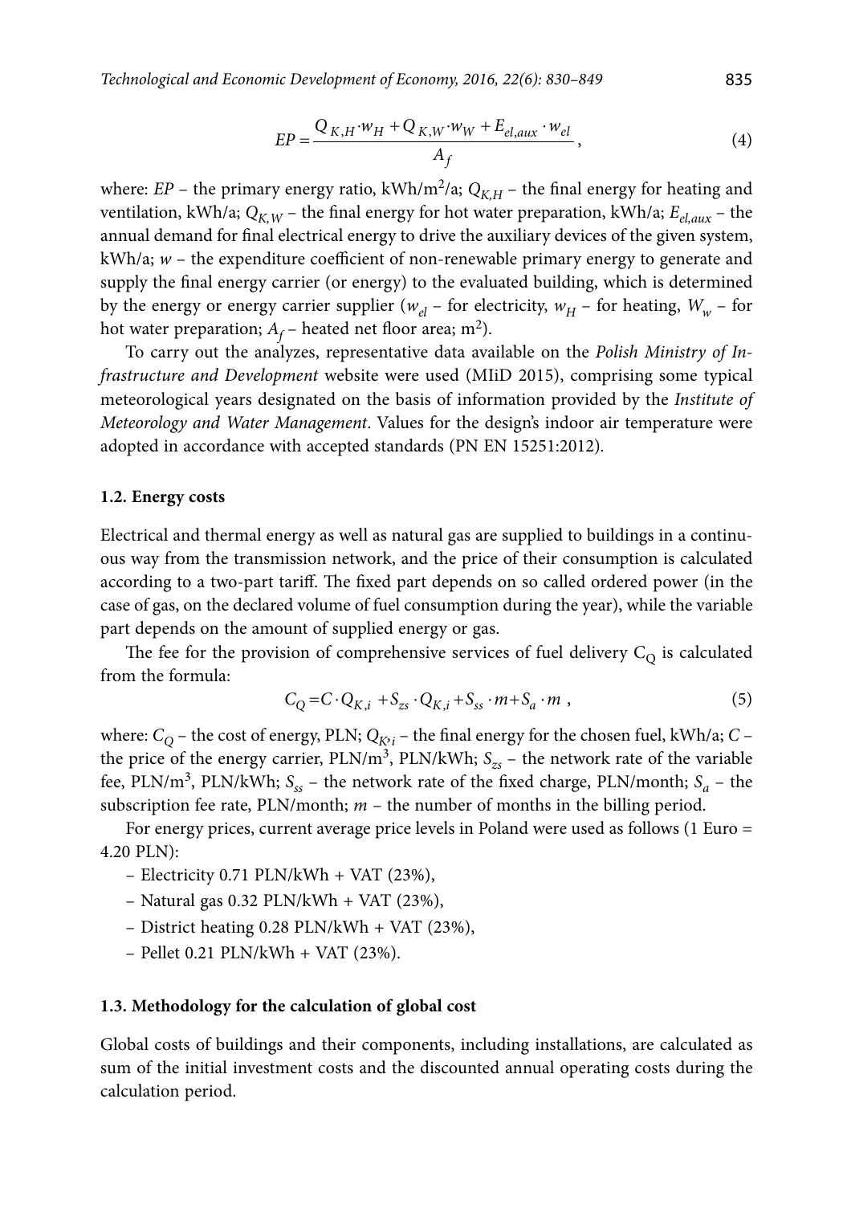$$EP = \frac{Q_{K,H} \cdot w_H + Q_{K,W} \cdot w_W + E_{el,aux} \cdot w_{el}}{A_f}, \tag{4}$$

where: $EP$ – the primary energy ratio, kWh/m$^2$/a; $Q_{K,H}$ – the final energy for heating and ventilation, kWh/a; $Q_{K,W}$ – the final energy for hot water preparation, kWh/a; $E_{el,aux}$ – the annual demand for final electrical energy to drive the auxiliary devices of the given system, kWh/a; $w$ – the expenditure coefficient of non-renewable primary energy to generate and supply the final energy carrier (or energy) to the evaluated building, which is determined by the energy or energy carrier supplier ($w_{el}$ – for electricity, $w_H$ – for heating, $W_w$ – for hot water preparation; $A_f$ – heated net floor area; m$^2$).

To carry out the analyzes, representative data available on the *Polish Ministry of Infrastructure and Development* website were used (MIiD 2015), comprising some typical meteorological years designated on the basis of information provided by the *Institute of Meteorology and Water Management*. Values for the design's indoor air temperature were adopted in accordance with accepted standards (PN EN 15251:2012).

### 1.2. Energy costs

Electrical and thermal energy as well as natural gas are supplied to buildings in a continuous way from the transmission network, and the price of their consumption is calculated according to a two-part tariff. The fixed part depends on so called ordered power (in the case of gas, on the declared volume of fuel consumption during the year), while the variable part depends on the amount of supplied energy or gas.

The fee for the provision of comprehensive services of fuel delivery $C_Q$ is calculated from the formula:

$$C_Q = C \cdot Q_{K,i} + S_{zs} \cdot Q_{K,i} + S_{ss} \cdot m + S_a \cdot m, \tag{5}$$

where: $C_Q$ – the cost of energy, PLN; $Q_{K,i}$ – the final energy for the chosen fuel, kWh/a; $C$ – the price of the energy carrier, PLN/m$^3$, PLN/kWh; $S_{zs}$ – the network rate of the variable fee, PLN/m$^3$, PLN/kWh; $S_{ss}$ – the network rate of the fixed charge, PLN/month; $S_a$ – the subscription fee rate, PLN/month; $m$ – the number of months in the billing period.

For energy prices, current average price levels in Poland were used as follows (1 Euro = 4.20 PLN):

- Electricity 0.71 PLN/kWh + VAT (23%),
- Natural gas 0.32 PLN/kWh + VAT (23%),
- District heating 0.28 PLN/kWh + VAT (23%),
- Pellet 0.21 PLN/kWh + VAT (23%).

### 1.3. Methodology for the calculation of global cost

Global costs of buildings and their components, including installations, are calculated as sum of the initial investment costs and the discounted annual operating costs during the calculation period.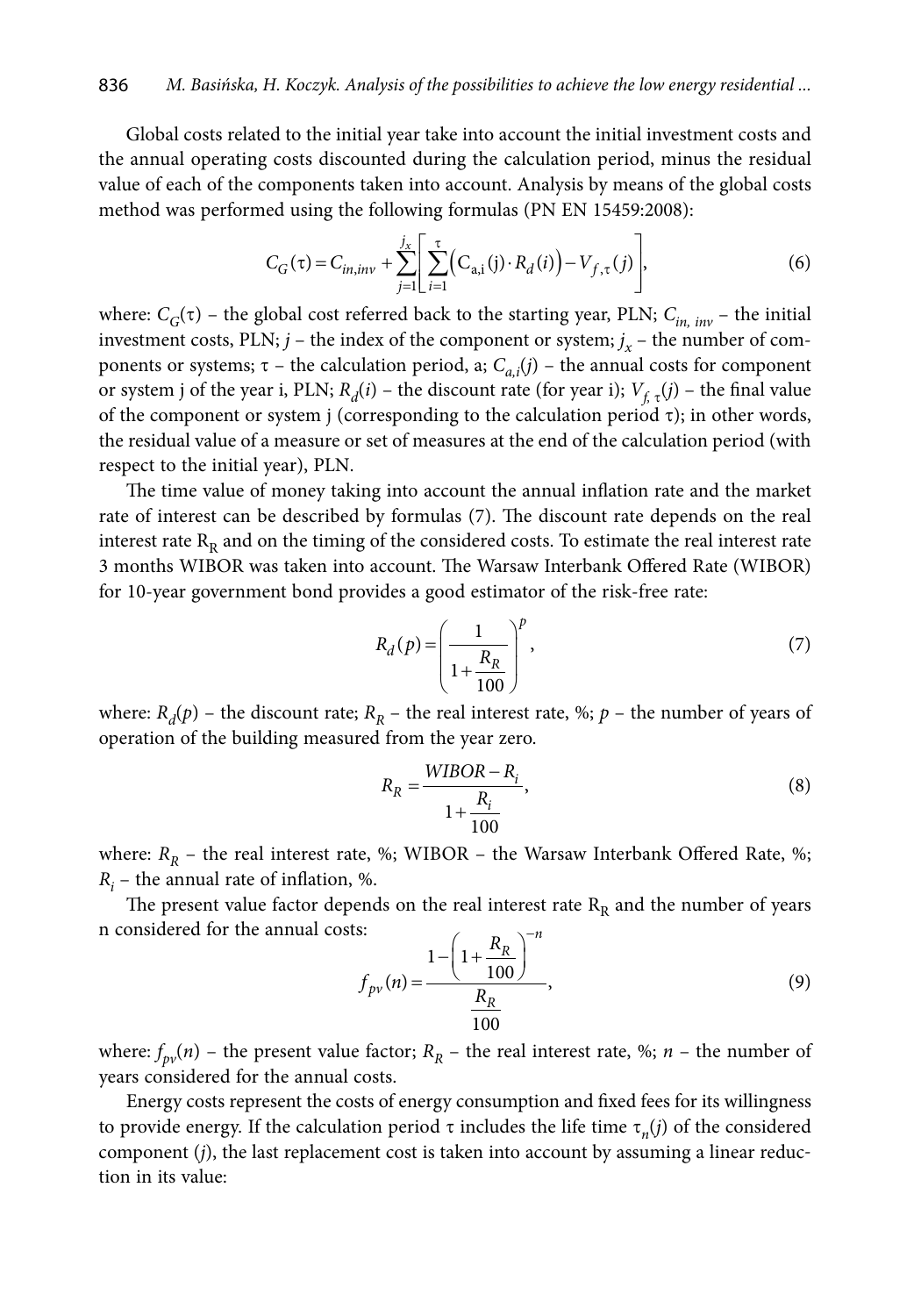Global costs related to the initial year take into account the initial investment costs and the annual operating costs discounted during the calculation period, minus the residual value of each of the components taken into account. Analysis by means of the global costs method was performed using the following formulas (PN EN 15459:2008):

$$C_G(\tau) = C_{in,inv} + \sum_{j=1}^{j_x} \left[ \sum_{i=1}^{\tau} \left( C_{a,i}(j) \cdot R_d(i) \right) - V_{f,\tau}(j) \right], \tag{6}$$

where: $C_G(\tau)$ – the global cost referred back to the starting year, PLN; $C_{in,\, inv}$ – the initial investment costs, PLN; $j$ – the index of the component or system; $j_x$ – the number of components or systems; $\tau$ – the calculation period, a; $C_{a,i}(j)$ – the annual costs for component or system j of the year i, PLN; $R_d(i)$ – the discount rate (for year i); $V_{f,\,\tau}(j)$ – the final value of the component or system j (corresponding to the calculation period $\tau$); in other words, the residual value of a measure or set of measures at the end of the calculation period (with respect to the initial year), PLN.

The time value of money taking into account the annual inflation rate and the market rate of interest can be described by formulas (7). The discount rate depends on the real interest rate $R_R$ and on the timing of the considered costs. To estimate the real interest rate 3 months WIBOR was taken into account. The Warsaw Interbank Offered Rate (WIBOR) for 10-year government bond provides a good estimator of the risk-free rate:

$$R_d(p) = \left( \frac{1}{1 + \frac{R_R}{100}} \right)^p, \tag{7}$$

where: $R_d(p)$ – the discount rate; $R_R$ – the real interest rate, %; $p$ – the number of years of operation of the building measured from the year zero.

$$R_R = \frac{WIBOR - R_i}{1 + \frac{R_i}{100}}, \tag{8}$$

where: $R_R$ – the real interest rate, %; WIBOR – the Warsaw Interbank Offered Rate, %; $R_i$ – the annual rate of inflation, %.

The present value factor depends on the real interest rate $R_R$ and the number of years n considered for the annual costs:

$$f_{pv}(n) = \frac{1 - \left( 1 + \frac{R_R}{100} \right)^{-n}}{\frac{R_R}{100}}, \tag{9}$$

where: $f_{pv}(n)$ – the present value factor; $R_R$ – the real interest rate, %; $n$ – the number of years considered for the annual costs.

Energy costs represent the costs of energy consumption and fixed fees for its willingness to provide energy. If the calculation period $\tau$ includes the life time $\tau_n(j)$ of the considered component ($j$), the last replacement cost is taken into account by assuming a linear reduction in its value: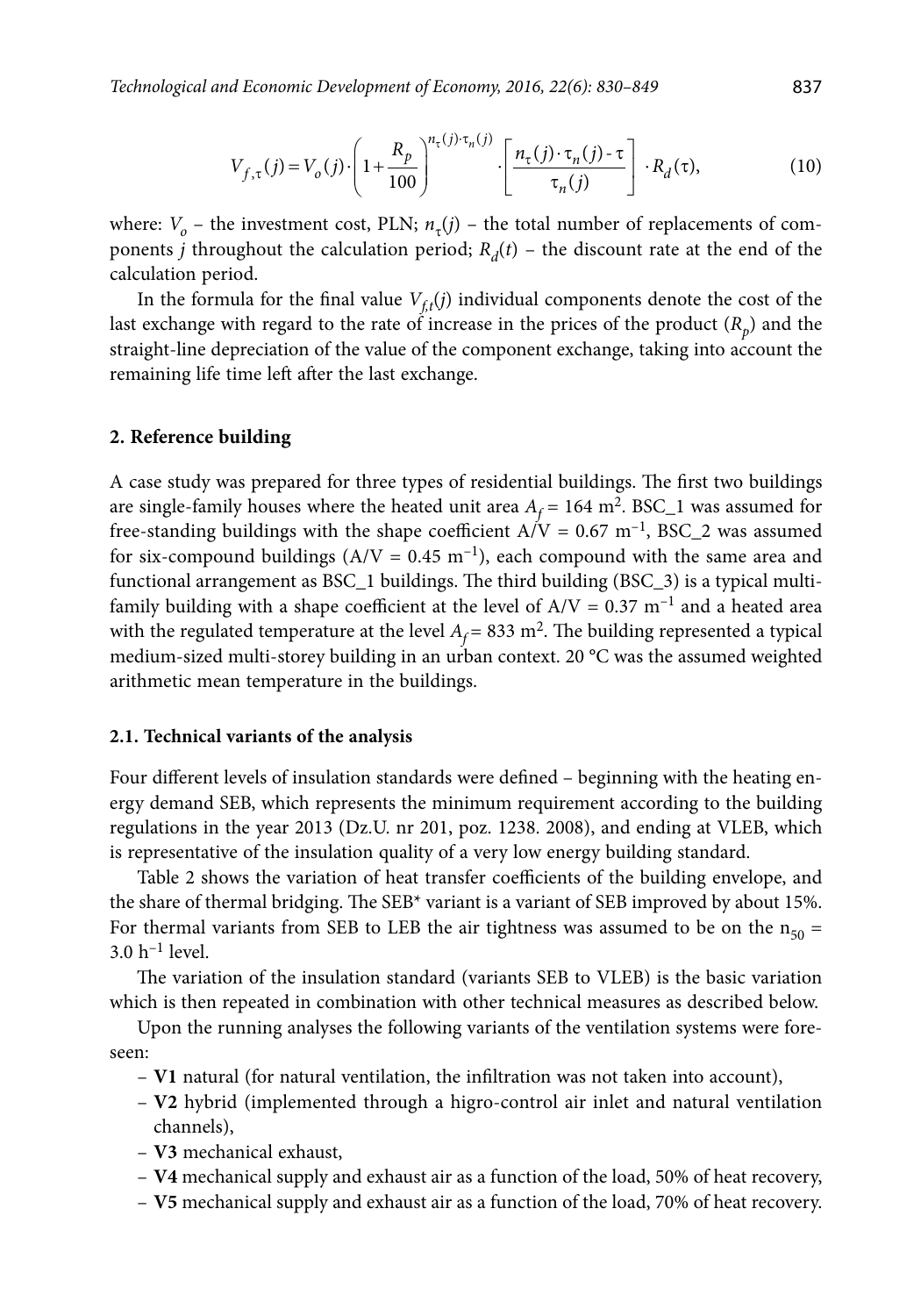$$V_{f,\tau}(j) = V_o(j) \cdot \left(1 + \frac{R_p}{100}\right)^{n_\tau(j)\cdot\tau_n(j)} \cdot \left[\frac{n_\tau(j)\cdot\tau_n(j) - \tau}{\tau_n(j)}\right] \cdot R_d(\tau), \tag{10}$$

where: $V_o$ – the investment cost, PLN; $n_\tau(j)$ – the total number of replacements of components $j$ throughout the calculation period; $R_d(t)$ – the discount rate at the end of the calculation period.

In the formula for the final value $V_{f,t}(j)$ individual components denote the cost of the last exchange with regard to the rate of increase in the prices of the product ($R_p$) and the straight-line depreciation of the value of the component exchange, taking into account the remaining life time left after the last exchange.

## 2. Reference building

A case study was prepared for three types of residential buildings. The first two buildings are single-family houses where the heated unit area $A_f = 164$ m$^2$. BSC_1 was assumed for free-standing buildings with the shape coefficient A/V = 0.67 m$^{-1}$, BSC_2 was assumed for six-compound buildings (A/V = 0.45 m$^{-1}$), each compound with the same area and functional arrangement as BSC_1 buildings. The third building (BSC_3) is a typical multi-family building with a shape coefficient at the level of A/V = 0.37 m$^{-1}$ and a heated area with the regulated temperature at the level $A_f = 833$ m$^2$. The building represented a typical medium-sized multi-storey building in an urban context. 20 °C was the assumed weighted arithmetic mean temperature in the buildings.

### 2.1. Technical variants of the analysis

Four different levels of insulation standards were defined – beginning with the heating energy demand SEB, which represents the minimum requirement according to the building regulations in the year 2013 (Dz.U. nr 201, poz. 1238. 2008), and ending at VLEB, which is representative of the insulation quality of a very low energy building standard.

Table 2 shows the variation of heat transfer coefficients of the building envelope, and the share of thermal bridging. The SEB* variant is a variant of SEB improved by about 15%. For thermal variants from SEB to LEB the air tightness was assumed to be on the $n_{50}$ = 3.0 h$^{-1}$ level.

The variation of the insulation standard (variants SEB to VLEB) is the basic variation which is then repeated in combination with other technical measures as described below.

Upon the running analyses the following variants of the ventilation systems were foreseen:

- **V1** natural (for natural ventilation, the infiltration was not taken into account),
- **V2** hybrid (implemented through a higro-control air inlet and natural ventilation channels),
- **V3** mechanical exhaust,
- **V4** mechanical supply and exhaust air as a function of the load, 50% of heat recovery,
- **V5** mechanical supply and exhaust air as a function of the load, 70% of heat recovery.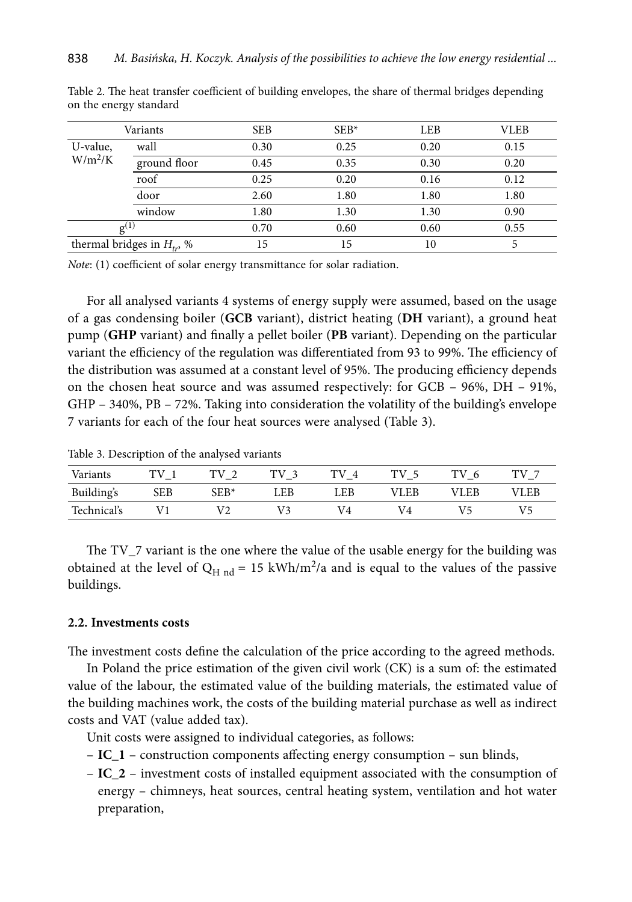Table 2. The heat transfer coefficient of building envelopes, the share of thermal bridges depending on the energy standard

| Variants | | SEB | SEB* | LEB | VLEB |
|---|---|---|---|---|---|
| U-value, $W/m^2/K$ | wall | 0.30 | 0.25 | 0.20 | 0.15 |
| | ground floor | 0.45 | 0.35 | 0.30 | 0.20 |
| | roof | 0.25 | 0.20 | 0.16 | 0.12 |
| | door | 2.60 | 1.80 | 1.80 | 1.80 |
| | window | 1.80 | 1.30 | 1.30 | 0.90 |
| $g^{(1)}$ | | 0.70 | 0.60 | 0.60 | 0.55 |
| thermal bridges in $H_{tr}$, % | | 15 | 15 | 10 | 5 |

*Note*: (1) coefficient of solar energy transmittance for solar radiation.

For all analysed variants 4 systems of energy supply were assumed, based on the usage of a gas condensing boiler (**GCB** variant), district heating (**DH** variant), a ground heat pump (**GHP** variant) and finally a pellet boiler (**PB** variant). Depending on the particular variant the efficiency of the regulation was differentiated from 93 to 99%. The efficiency of the distribution was assumed at a constant level of 95%. The producing efficiency depends on the chosen heat source and was assumed respectively: for GCB – 96%, DH – 91%, GHP – 340%, PB – 72%. Taking into consideration the volatility of the building's envelope 7 variants for each of the four heat sources were analysed (Table 3).

Table 3. Description of the analysed variants

| Variants | TV_1 | TV_2 | TV_3 | TV_4 | TV_5 | TV_6 | TV_7 |
|---|---|---|---|---|---|---|---|
| Building's | SEB | SEB* | LEB | LEB | VLEB | VLEB | VLEB |
| Technical's | V1 | V2 | V3 | V4 | V4 | V5 | V5 |

The TV_7 variant is the one where the value of the usable energy for the building was obtained at the level of $Q_{H\ nd}$ = 15 kWh/m$^2$/a and is equal to the values of the passive buildings.

### 2.2. Investments costs

The investment costs define the calculation of the price according to the agreed methods.

In Poland the price estimation of the given civil work (CK) is a sum of: the estimated value of the labour, the estimated value of the building materials, the estimated value of the building machines work, the costs of the building material purchase as well as indirect costs and VAT (value added tax).

Unit costs were assigned to individual categories, as follows:

– **IC_1** – construction components affecting energy consumption – sun blinds,
– **IC_2** – investment costs of installed equipment associated with the consumption of energy – chimneys, heat sources, central heating system, ventilation and hot water preparation,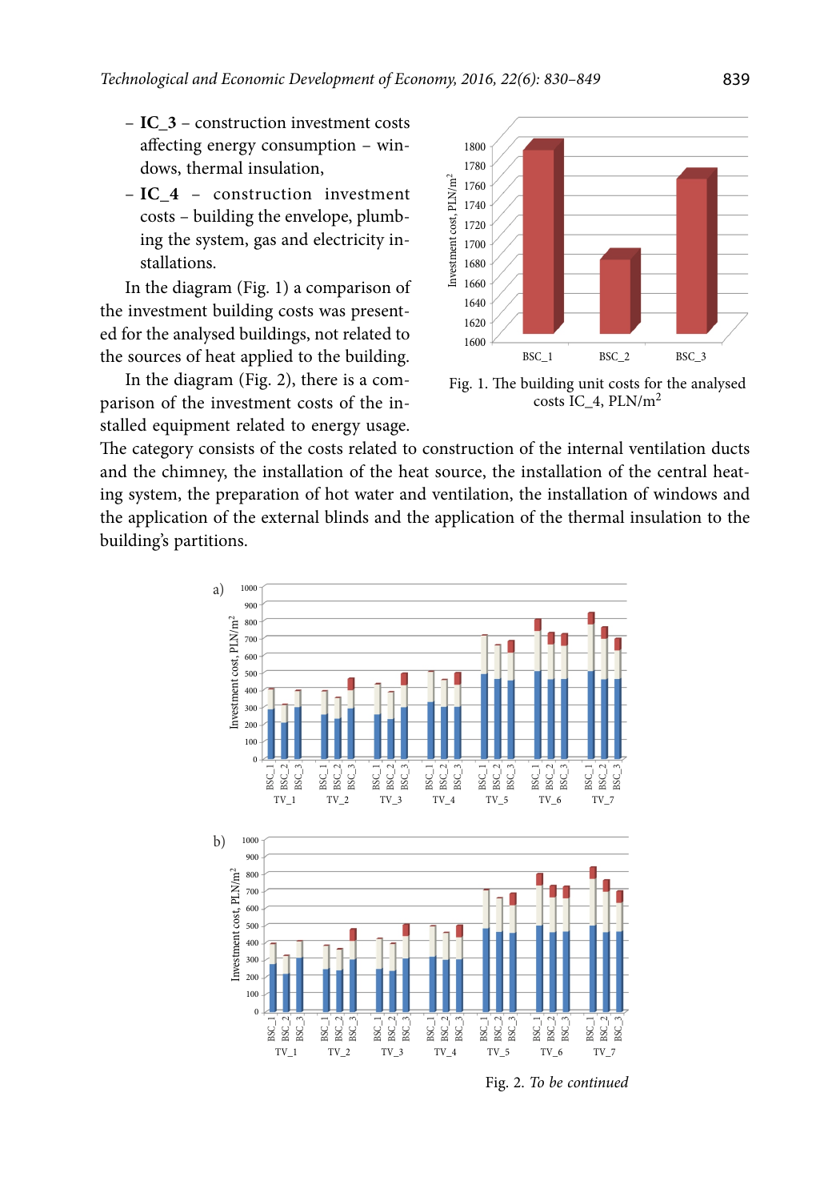- **IC_3** – construction investment costs affecting energy consumption – windows, thermal insulation,
- **IC_4** – construction investment costs – building the envelope, plumbing the system, gas and electricity installations.

In the diagram (Fig. 1) a comparison of the investment building costs was presented for the analysed buildings, not related to the sources of heat applied to the building.

In the diagram (Fig. 2), there is a comparison of the investment costs of the installed equipment related to energy usage. The category consists of the costs related to construction of the internal ventilation ducts and the chimney, the installation of the heat source, the installation of the central heating system, the preparation of hot water and ventilation, the installation of windows and the application of the external blinds and the application of the thermal insulation to the building's partitions.

Fig. 1. The building unit costs for the analysed costs IC_4, PLN/m$^2$

Fig. 2. *To be continued*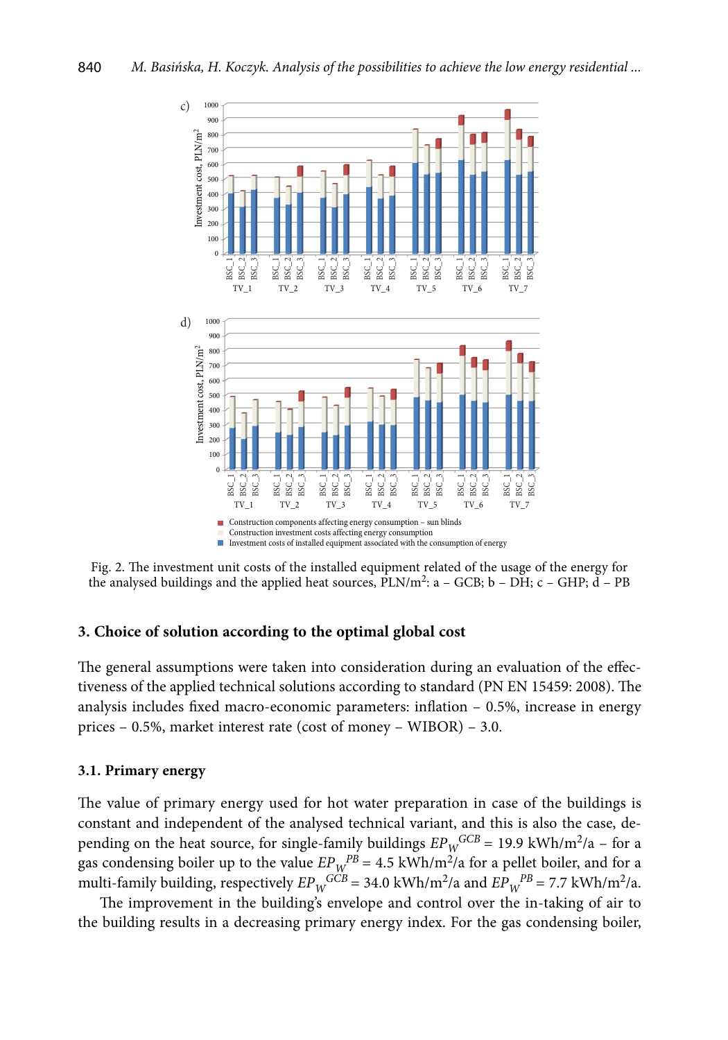Fig. 2. The investment unit costs of the installed equipment related of the usage of the energy for the analysed buildings and the applied heat sources, PLN/m$^2$: a – GCB; b – DH; c – GHP; d – PB

## 3. Choice of solution according to the optimal global cost

The general assumptions were taken into consideration during an evaluation of the effectiveness of the applied technical solutions according to standard (PN EN 15459: 2008). The analysis includes fixed macro-economic parameters: inflation – 0.5%, increase in energy prices – 0.5%, market interest rate (cost of money – WIBOR) – 3.0.

### 3.1. Primary energy

The value of primary energy used for hot water preparation in case of the buildings is constant and independent of the analysed technical variant, and this is also the case, depending on the heat source, for single-family buildings $EP_W^{GCB}$ = 19.9 kWh/m$^2$/a – for a gas condensing boiler up to the value $EP_W^{PB}$ = 4.5 kWh/m$^2$/a for a pellet boiler, and for a multi-family building, respectively $EP_W^{GCB}$ = 34.0 kWh/m$^2$/a and $EP_W^{PB}$ = 7.7 kWh/m$^2$/a.

The improvement in the building's envelope and control over the in-taking of air to the building results in a decreasing primary energy index. For the gas condensing boiler,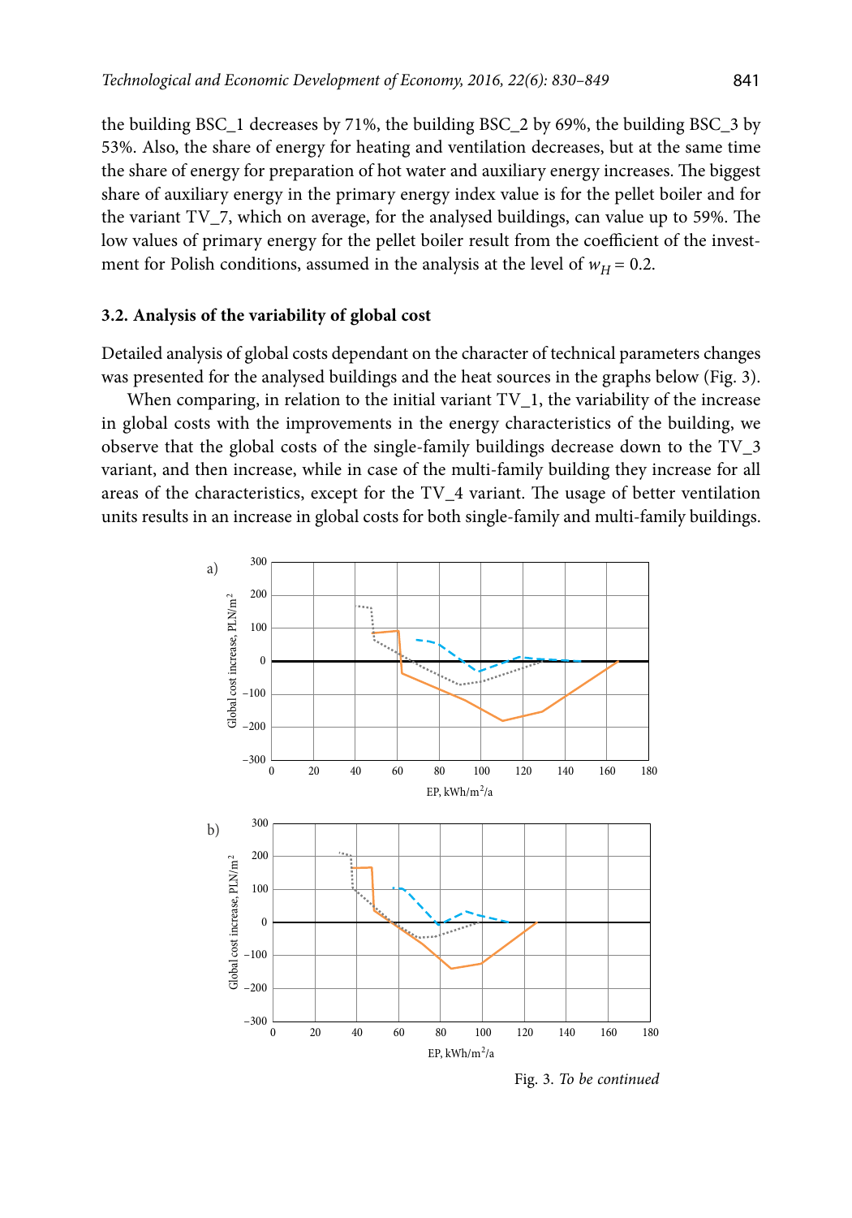the building BSC_1 decreases by 71%, the building BSC_2 by 69%, the building BSC_3 by 53%. Also, the share of energy for heating and ventilation decreases, but at the same time the share of energy for preparation of hot water and auxiliary energy increases. The biggest share of auxiliary energy in the primary energy index value is for the pellet boiler and for the variant TV_7, which on average, for the analysed buildings, can value up to 59%. The low values of primary energy for the pellet boiler result from the coefficient of the investment for Polish conditions, assumed in the analysis at the level of $w_H = 0.2$.

### 3.2. Analysis of the variability of global cost

Detailed analysis of global costs dependant on the character of technical parameters changes was presented for the analysed buildings and the heat sources in the graphs below (Fig. 3).

When comparing, in relation to the initial variant TV_1, the variability of the increase in global costs with the improvements in the energy characteristics of the building, we observe that the global costs of the single-family buildings decrease down to the TV_3 variant, and then increase, while in case of the multi-family building they increase for all areas of the characteristics, except for the TV_4 variant. The usage of better ventilation units results in an increase in global costs for both single-family and multi-family buildings.

Fig. 3. *To be continued*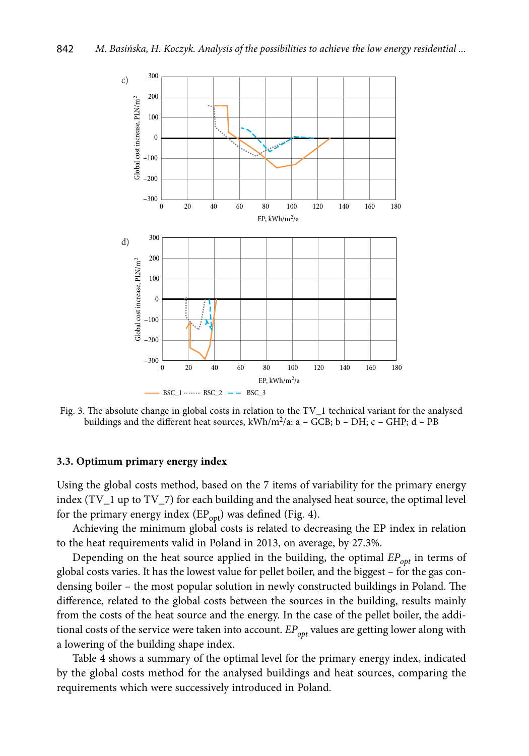Fig. 3. The absolute change in global costs in relation to the TV_1 technical variant for the analysed buildings and the different heat sources, kWh/m²/a: a – GCB; b – DH; c – GHP; d – PB

### 3.3. Optimum primary energy index

Using the global costs method, based on the 7 items of variability for the primary energy index (TV_1 up to TV_7) for each building and the analysed heat source, the optimal level for the primary energy index ($EP_{opt}$) was defined (Fig. 4).

Achieving the minimum global costs is related to decreasing the EP index in relation to the heat requirements valid in Poland in 2013, on average, by 27.3%.

Depending on the heat source applied in the building, the optimal $EP_{opt}$ in terms of global costs varies. It has the lowest value for pellet boiler, and the biggest – for the gas condensing boiler – the most popular solution in newly constructed buildings in Poland. The difference, related to the global costs between the sources in the building, results mainly from the costs of the heat source and the energy. In the case of the pellet boiler, the additional costs of the service were taken into account. $EP_{opt}$ values are getting lower along with a lowering of the building shape index.

Table 4 shows a summary of the optimal level for the primary energy index, indicated by the global costs method for the analysed buildings and heat sources, comparing the requirements which were successively introduced in Poland.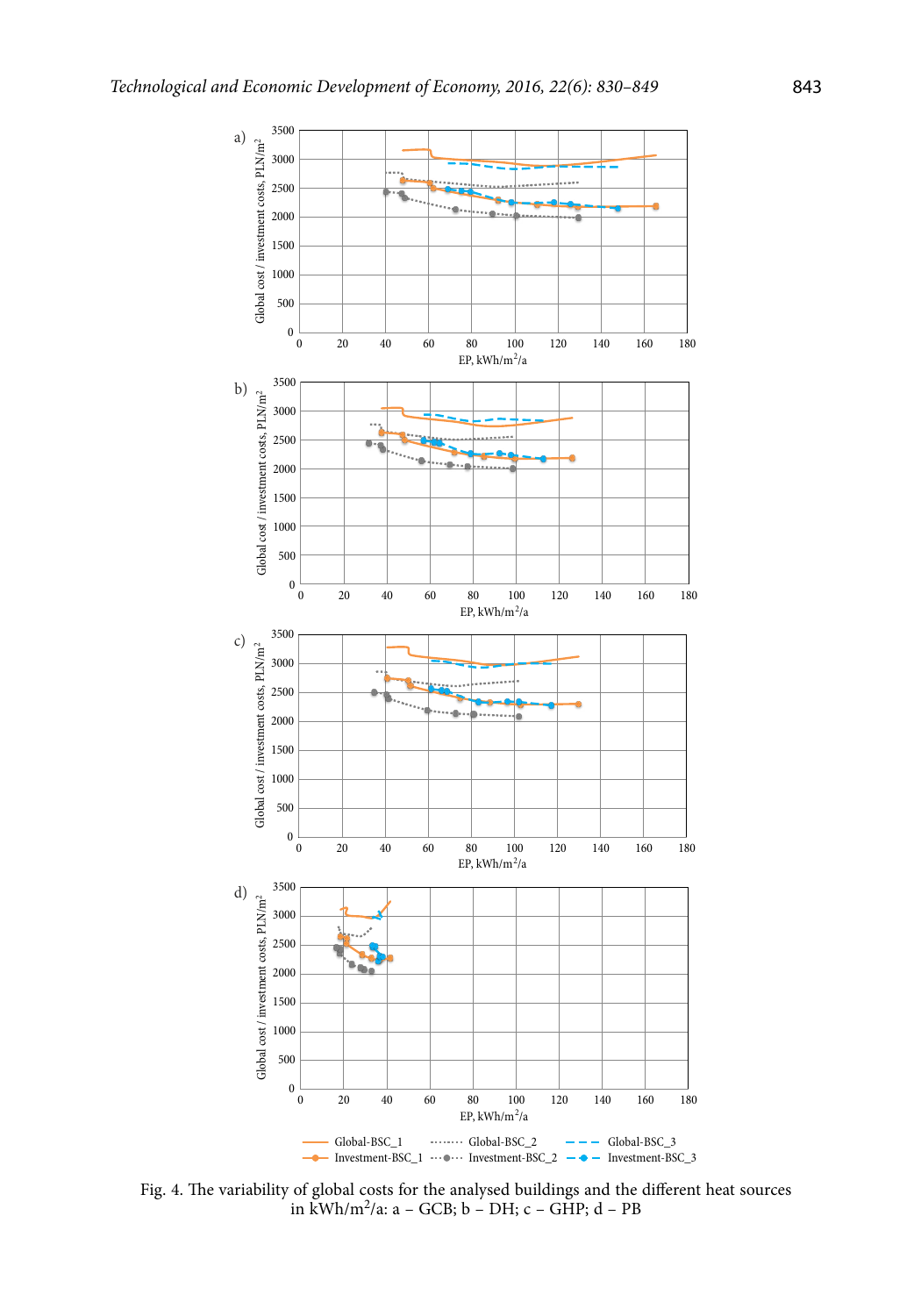Fig. 4. The variability of global costs for the analysed buildings and the different heat sources in kWh/m²/a: a – GCB; b – DH; c – GHP; d – PB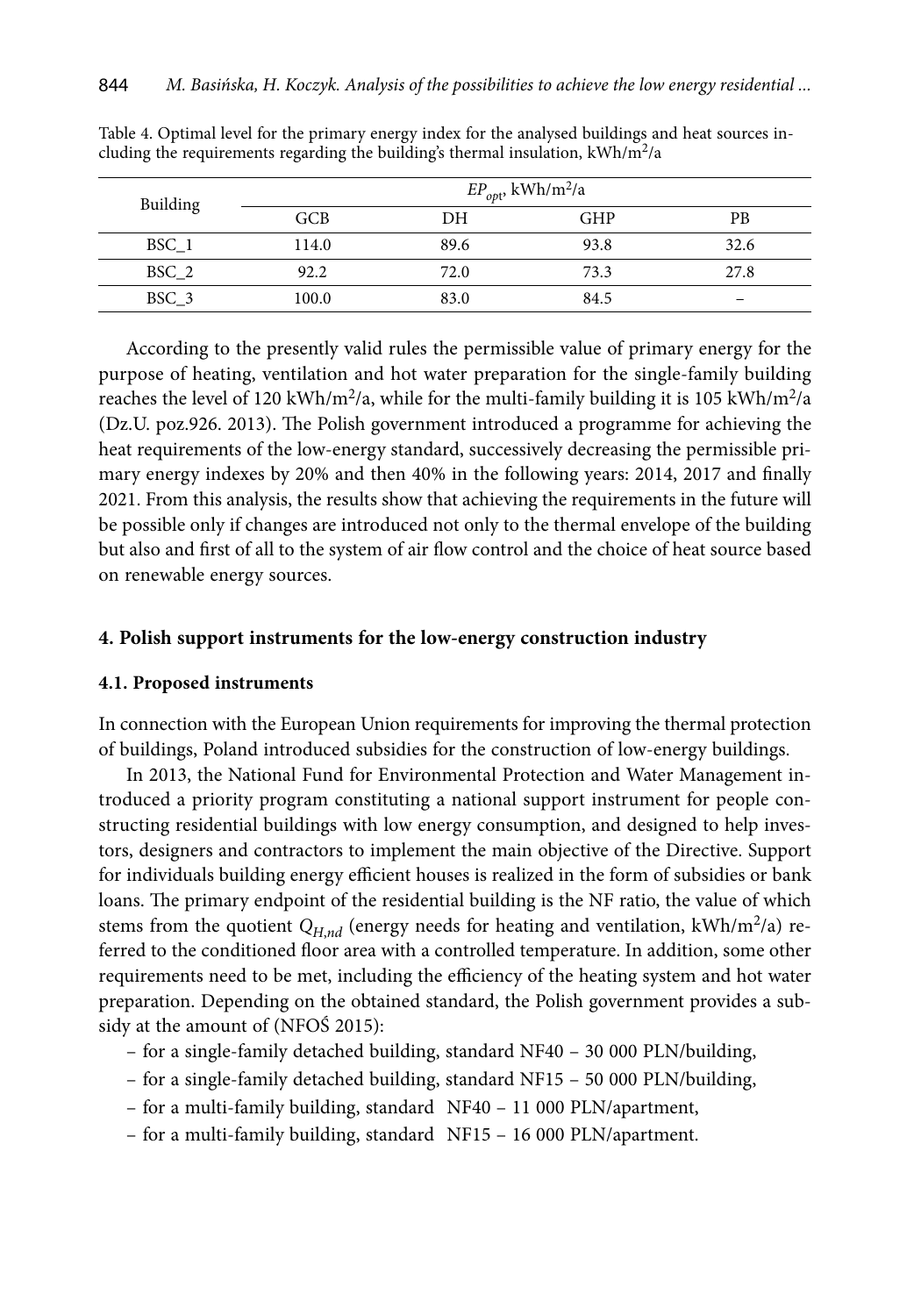Table 4. Optimal level for the primary energy index for the analysed buildings and heat sources including the requirements regarding the building's thermal insulation, kWh/m$^2$/a

| Building | $EP_{opt}$, kWh/m$^2$/a | | | |
|---|---|---|---|---|
| | GCB | DH | GHP | PB |
| BSC_1 | 114.0 | 89.6 | 93.8 | 32.6 |
| BSC_2 | 92.2 | 72.0 | 73.3 | 27.8 |
| BSC_3 | 100.0 | 83.0 | 84.5 | – |

According to the presently valid rules the permissible value of primary energy for the purpose of heating, ventilation and hot water preparation for the single-family building reaches the level of 120 kWh/m$^2$/a, while for the multi-family building it is 105 kWh/m$^2$/a (Dz.U. poz.926. 2013). The Polish government introduced a programme for achieving the heat requirements of the low-energy standard, successively decreasing the permissible primary energy indexes by 20% and then 40% in the following years: 2014, 2017 and finally 2021. From this analysis, the results show that achieving the requirements in the future will be possible only if changes are introduced not only to the thermal envelope of the building but also and first of all to the system of air flow control and the choice of heat source based on renewable energy sources.

## 4. Polish support instruments for the low-energy construction industry

### 4.1. Proposed instruments

In connection with the European Union requirements for improving the thermal protection of buildings, Poland introduced subsidies for the construction of low-energy buildings.

In 2013, the National Fund for Environmental Protection and Water Management introduced a priority program constituting a national support instrument for people constructing residential buildings with low energy consumption, and designed to help investors, designers and contractors to implement the main objective of the Directive. Support for individuals building energy efficient houses is realized in the form of subsidies or bank loans. The primary endpoint of the residential building is the NF ratio, the value of which stems from the quotient $Q_{H,nd}$ (energy needs for heating and ventilation, kWh/m$^2$/a) referred to the conditioned floor area with a controlled temperature. In addition, some other requirements need to be met, including the efficiency of the heating system and hot water preparation. Depending on the obtained standard, the Polish government provides a subsidy at the amount of (NFOŚ 2015):

- for a single-family detached building, standard NF40 – 30 000 PLN/building,
- for a single-family detached building, standard NF15 – 50 000 PLN/building,
- for a multi-family building, standard NF40 – 11 000 PLN/apartment,
- for a multi-family building, standard NF15 – 16 000 PLN/apartment.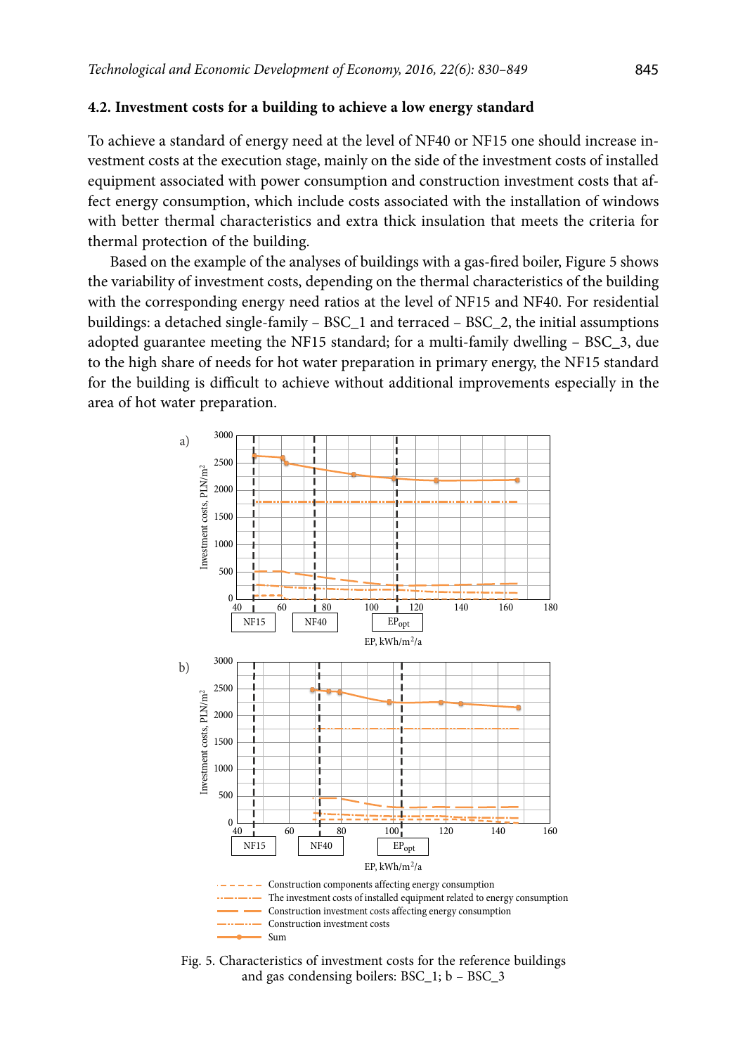### 4.2. Investment costs for a building to achieve a low energy standard

To achieve a standard of energy need at the level of NF40 or NF15 one should increase investment costs at the execution stage, mainly on the side of the investment costs of installed equipment associated with power consumption and construction investment costs that affect energy consumption, which include costs associated with the installation of windows with better thermal characteristics and extra thick insulation that meets the criteria for thermal protection of the building.

Based on the example of the analyses of buildings with a gas-fired boiler, Figure 5 shows the variability of investment costs, depending on the thermal characteristics of the building with the corresponding energy need ratios at the level of NF15 and NF40. For residential buildings: a detached single-family – BSC_1 and terraced – BSC_2, the initial assumptions adopted guarantee meeting the NF15 standard; for a multi-family dwelling – BSC_3, due to the high share of needs for hot water preparation in primary energy, the NF15 standard for the building is difficult to achieve without additional improvements especially in the area of hot water preparation.

Fig. 5. Characteristics of investment costs for the reference buildings and gas condensing boilers: BSC_1; b – BSC_3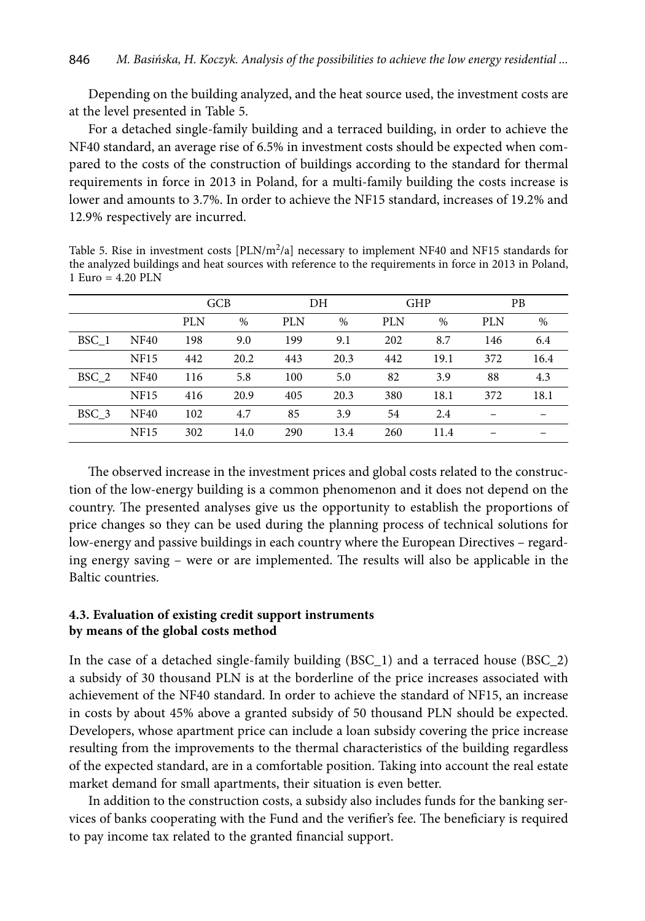Depending on the building analyzed, and the heat source used, the investment costs are at the level presented in Table 5.

For a detached single-family building and a terraced building, in order to achieve the NF40 standard, an average rise of 6.5% in investment costs should be expected when compared to the costs of the construction of buildings according to the standard for thermal requirements in force in 2013 in Poland, for a multi-family building the costs increase is lower and amounts to 3.7%. In order to achieve the NF15 standard, increases of 19.2% and 12.9% respectively are incurred.

Table 5. Rise in investment costs [PLN/m$^2$/a] necessary to implement NF40 and NF15 standards for the analyzed buildings and heat sources with reference to the requirements in force in 2013 in Poland, 1 Euro = 4.20 PLN

| | | GCB | | DH | | GHP | | PB | |
|---|---|---|---|---|---|---|---|---|---|
| | | PLN | % | PLN | % | PLN | % | PLN | % |
| BSC_1 | NF40 | 198 | 9.0 | 199 | 9.1 | 202 | 8.7 | 146 | 6.4 |
| | NF15 | 442 | 20.2 | 443 | 20.3 | 442 | 19.1 | 372 | 16.4 |
| BSC_2 | NF40 | 116 | 5.8 | 100 | 5.0 | 82 | 3.9 | 88 | 4.3 |
| | NF15 | 416 | 20.9 | 405 | 20.3 | 380 | 18.1 | 372 | 18.1 |
| BSC_3 | NF40 | 102 | 4.7 | 85 | 3.9 | 54 | 2.4 | – | – |
| | NF15 | 302 | 14.0 | 290 | 13.4 | 260 | 11.4 | – | – |

The observed increase in the investment prices and global costs related to the construction of the low-energy building is a common phenomenon and it does not depend on the country. The presented analyses give us the opportunity to establish the proportions of price changes so they can be used during the planning process of technical solutions for low-energy and passive buildings in each country where the European Directives – regarding energy saving – were or are implemented. The results will also be applicable in the Baltic countries.

### 4.3. Evaluation of existing credit support instruments by means of the global costs method

In the case of a detached single-family building (BSC_1) and a terraced house (BSC_2) a subsidy of 30 thousand PLN is at the borderline of the price increases associated with achievement of the NF40 standard. In order to achieve the standard of NF15, an increase in costs by about 45% above a granted subsidy of 50 thousand PLN should be expected. Developers, whose apartment price can include a loan subsidy covering the price increase resulting from the improvements to the thermal characteristics of the building regardless of the expected standard, are in a comfortable position. Taking into account the real estate market demand for small apartments, their situation is even better.

In addition to the construction costs, a subsidy also includes funds for the banking services of banks cooperating with the Fund and the verifier's fee. The beneficiary is required to pay income tax related to the granted financial support.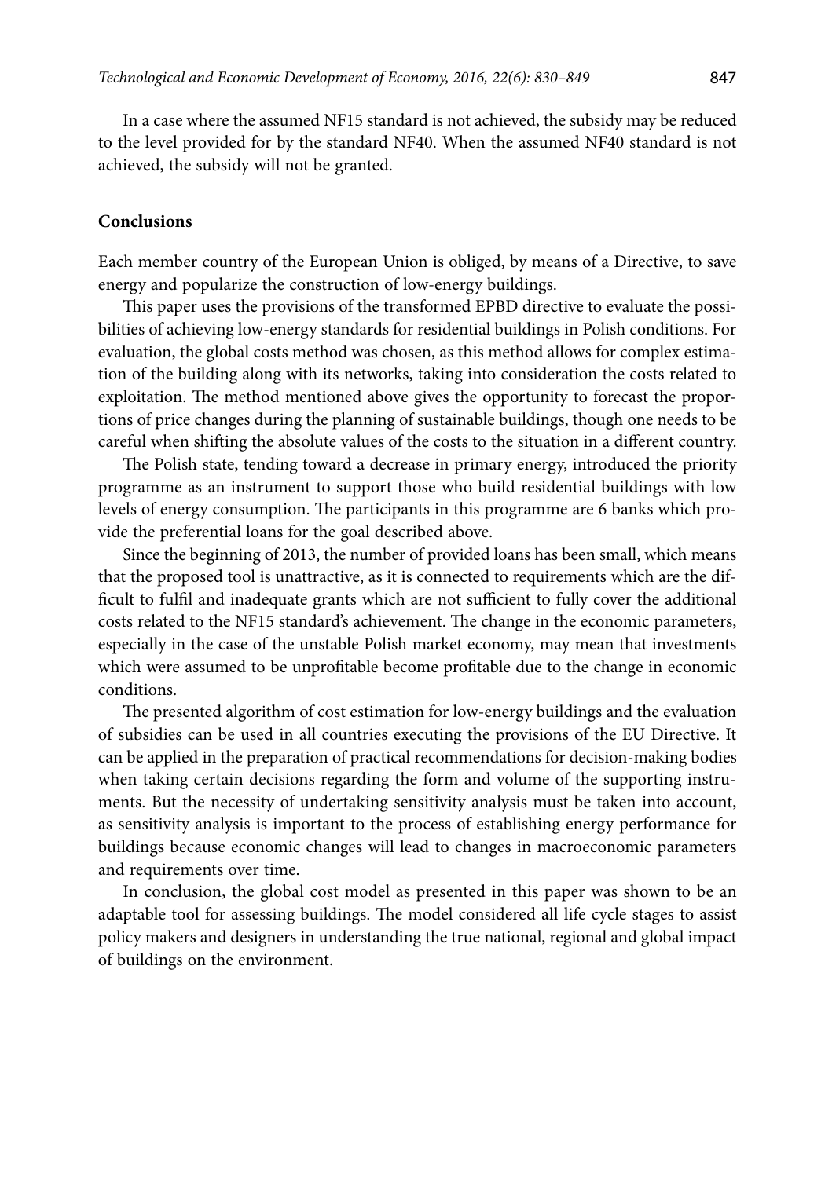In a case where the assumed NF15 standard is not achieved, the subsidy may be reduced to the level provided for by the standard NF40. When the assumed NF40 standard is not achieved, the subsidy will not be granted.

## Conclusions

Each member country of the European Union is obliged, by means of a Directive, to save energy and popularize the construction of low-energy buildings.

This paper uses the provisions of the transformed EPBD directive to evaluate the possibilities of achieving low-energy standards for residential buildings in Polish conditions. For evaluation, the global costs method was chosen, as this method allows for complex estimation of the building along with its networks, taking into consideration the costs related to exploitation. The method mentioned above gives the opportunity to forecast the proportions of price changes during the planning of sustainable buildings, though one needs to be careful when shifting the absolute values of the costs to the situation in a different country.

The Polish state, tending toward a decrease in primary energy, introduced the priority programme as an instrument to support those who build residential buildings with low levels of energy consumption. The participants in this programme are 6 banks which provide the preferential loans for the goal described above.

Since the beginning of 2013, the number of provided loans has been small, which means that the proposed tool is unattractive, as it is connected to requirements which are the difficult to fulfil and inadequate grants which are not sufficient to fully cover the additional costs related to the NF15 standard's achievement. The change in the economic parameters, especially in the case of the unstable Polish market economy, may mean that investments which were assumed to be unprofitable become profitable due to the change in economic conditions.

The presented algorithm of cost estimation for low-energy buildings and the evaluation of subsidies can be used in all countries executing the provisions of the EU Directive. It can be applied in the preparation of practical recommendations for decision-making bodies when taking certain decisions regarding the form and volume of the supporting instruments. But the necessity of undertaking sensitivity analysis must be taken into account, as sensitivity analysis is important to the process of establishing energy performance for buildings because economic changes will lead to changes in macroeconomic parameters and requirements over time.

In conclusion, the global cost model as presented in this paper was shown to be an adaptable tool for assessing buildings. The model considered all life cycle stages to assist policy makers and designers in understanding the true national, regional and global impact of buildings on the environment.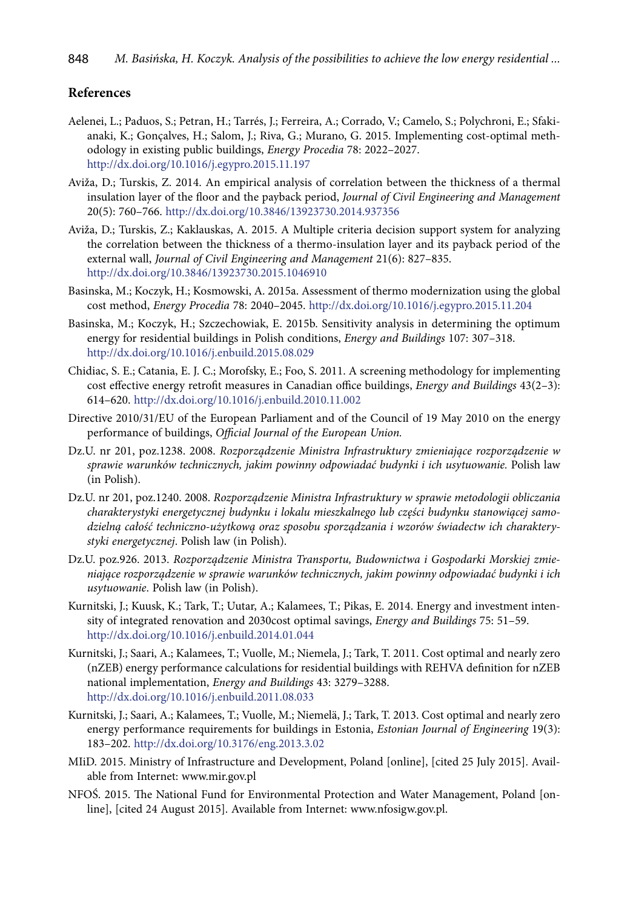## References

Aelenei, L.; Paduos, S.; Petran, H.; Tarrés, J.; Ferreira, A.; Corrado, V.; Camelo, S.; Polychroni, E.; Sfakianaki, K.; Gonçalves, H.; Salom, J.; Riva, G.; Murano, G. 2015. Implementing cost-optimal methodology in existing public buildings, *Energy Procedia* 78: 2022–2027. http://dx.doi.org/10.1016/j.egypro.2015.11.197

Aviža, D.; Turskis, Z. 2014. An empirical analysis of correlation between the thickness of a thermal insulation layer of the floor and the payback period, *Journal of Civil Engineering and Management* 20(5): 760–766. http://dx.doi.org/10.3846/13923730.2014.937356

Aviža, D.; Turskis, Z.; Kaklauskas, A. 2015. A Multiple criteria decision support system for analyzing the correlation between the thickness of a thermo-insulation layer and its payback period of the external wall, *Journal of Civil Engineering and Management* 21(6): 827–835. http://dx.doi.org/10.3846/13923730.2015.1046910

Basinska, M.; Koczyk, H.; Kosmowski, A. 2015a. Assessment of thermo modernization using the global cost method, *Energy Procedia* 78: 2040–2045. http://dx.doi.org/10.1016/j.egypro.2015.11.204

Basinska, M.; Koczyk, H.; Szczechowiak, E. 2015b. Sensitivity analysis in determining the optimum energy for residential buildings in Polish conditions, *Energy and Buildings* 107: 307–318. http://dx.doi.org/10.1016/j.enbuild.2015.08.029

Chidiac, S. E.; Catania, E. J. C.; Morofsky, E.; Foo, S. 2011. A screening methodology for implementing cost effective energy retrofit measures in Canadian office buildings, *Energy and Buildings* 43(2–3): 614–620. http://dx.doi.org/10.1016/j.enbuild.2010.11.002

Directive 2010/31/EU of the European Parliament and of the Council of 19 May 2010 on the energy performance of buildings, *Official Journal of the European Union.*

Dz.U. nr 201, poz.1238. 2008. *Rozporządzenie Ministra Infrastruktury zmieniające rozporządzenie w sprawie warunków technicznych, jakim powinny odpowiadać budynki i ich usytuowanie.* Polish law (in Polish).

Dz.U. nr 201, poz.1240. 2008. *Rozporządzenie Ministra Infrastruktury w sprawie metodologii obliczania charakterystyki energetycznej budynku i lokalu mieszkalnego lub części budynku stanowiącej samodzielną całość techniczno-użytkową oraz sposobu sporządzania i wzorów świadectw ich charakterystyki energetycznej.* Polish law (in Polish).

Dz.U. poz.926. 2013. *Rozporządzenie Ministra Transportu, Budownictwa i Gospodarki Morskiej zmieniające rozporządzenie w sprawie warunków technicznych, jakim powinny odpowiadać budynki i ich usytuowanie.* Polish law (in Polish).

Kurnitski, J.; Kuusk, K.; Tark, T.; Uutar, A.; Kalamees, T.; Pikas, E. 2014. Energy and investment intensity of integrated renovation and 2030cost optimal savings, *Energy and Buildings* 75: 51–59. http://dx.doi.org/10.1016/j.enbuild.2014.01.044

Kurnitski, J.; Saari, A.; Kalamees, T.; Vuolle, M.; Niemela, J.; Tark, T. 2011. Cost optimal and nearly zero (nZEB) energy performance calculations for residential buildings with REHVA definition for nZEB national implementation, *Energy and Buildings* 43: 3279–3288. http://dx.doi.org/10.1016/j.enbuild.2011.08.033

Kurnitski, J.; Saari, A.; Kalamees, T.; Vuolle, M.; Niemelä, J.; Tark, T. 2013. Cost optimal and nearly zero energy performance requirements for buildings in Estonia, *Estonian Journal of Engineering* 19(3): 183–202. http://dx.doi.org/10.3176/eng.2013.3.02

MIiD. 2015. Ministry of Infrastructure and Development, Poland [online], [cited 25 July 2015]. Available from Internet: www.mir.gov.pl

NFOŚ. 2015. The National Fund for Environmental Protection and Water Management, Poland [online], [cited 24 August 2015]. Available from Internet: www.nfosigw.gov.pl.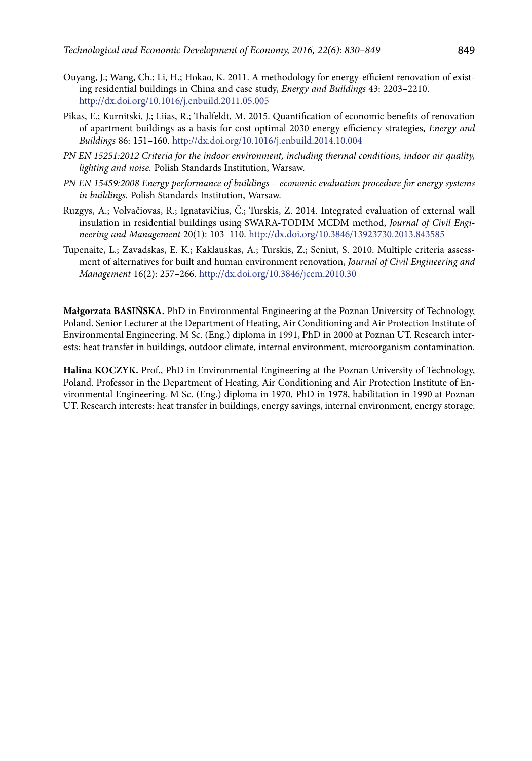Ouyang, J.; Wang, Ch.; Li, H.; Hokao, K. 2011. A methodology for energy-efficient renovation of existing residential buildings in China and case study, *Energy and Buildings* 43: 2203–2210. http://dx.doi.org/10.1016/j.enbuild.2011.05.005

Pikas, E.; Kurnitski, J.; Liias, R.; Thalfeldt, M. 2015. Quantification of economic benefits of renovation of apartment buildings as a basis for cost optimal 2030 energy efficiency strategies, *Energy and Buildings* 86: 151–160. http://dx.doi.org/10.1016/j.enbuild.2014.10.004

*PN EN 15251:2012 Criteria for the indoor environment, including thermal conditions, indoor air quality, lighting and noise.* Polish Standards Institution, Warsaw.

*PN EN 15459:2008 Energy performance of buildings – economic evaluation procedure for energy systems in buildings.* Polish Standards Institution, Warsaw.

Ruzgys, A.; Volvačiovas, R.; Ignatavičius, Č.; Turskis, Z. 2014. Integrated evaluation of external wall insulation in residential buildings using SWARA-TODIM MCDM method, *Journal of Civil Engineering and Management* 20(1): 103–110. http://dx.doi.org/10.3846/13923730.2013.843585

Tupenaite, L.; Zavadskas, E. K.; Kaklauskas, A.; Turskis, Z.; Seniut, S. 2010. Multiple criteria assessment of alternatives for built and human environment renovation, *Journal of Civil Engineering and Management* 16(2): 257–266. http://dx.doi.org/10.3846/jcem.2010.30

**Małgorzata BASIŃSKA.** PhD in Environmental Engineering at the Poznan University of Technology, Poland. Senior Lecturer at the Department of Heating, Air Conditioning and Air Protection Institute of Environmental Engineering. M Sc. (Eng.) diploma in 1991, PhD in 2000 at Poznan UT. Research interests: heat transfer in buildings, outdoor climate, internal environment, microorganism contamination.

**Halina KOCZYK.** Prof., PhD in Environmental Engineering at the Poznan University of Technology, Poland. Professor in the Department of Heating, Air Conditioning and Air Protection Institute of Environmental Engineering. M Sc. (Eng.) diploma in 1970, PhD in 1978, habilitation in 1990 at Poznan UT. Research interests: heat transfer in buildings, energy savings, internal environment, energy storage.